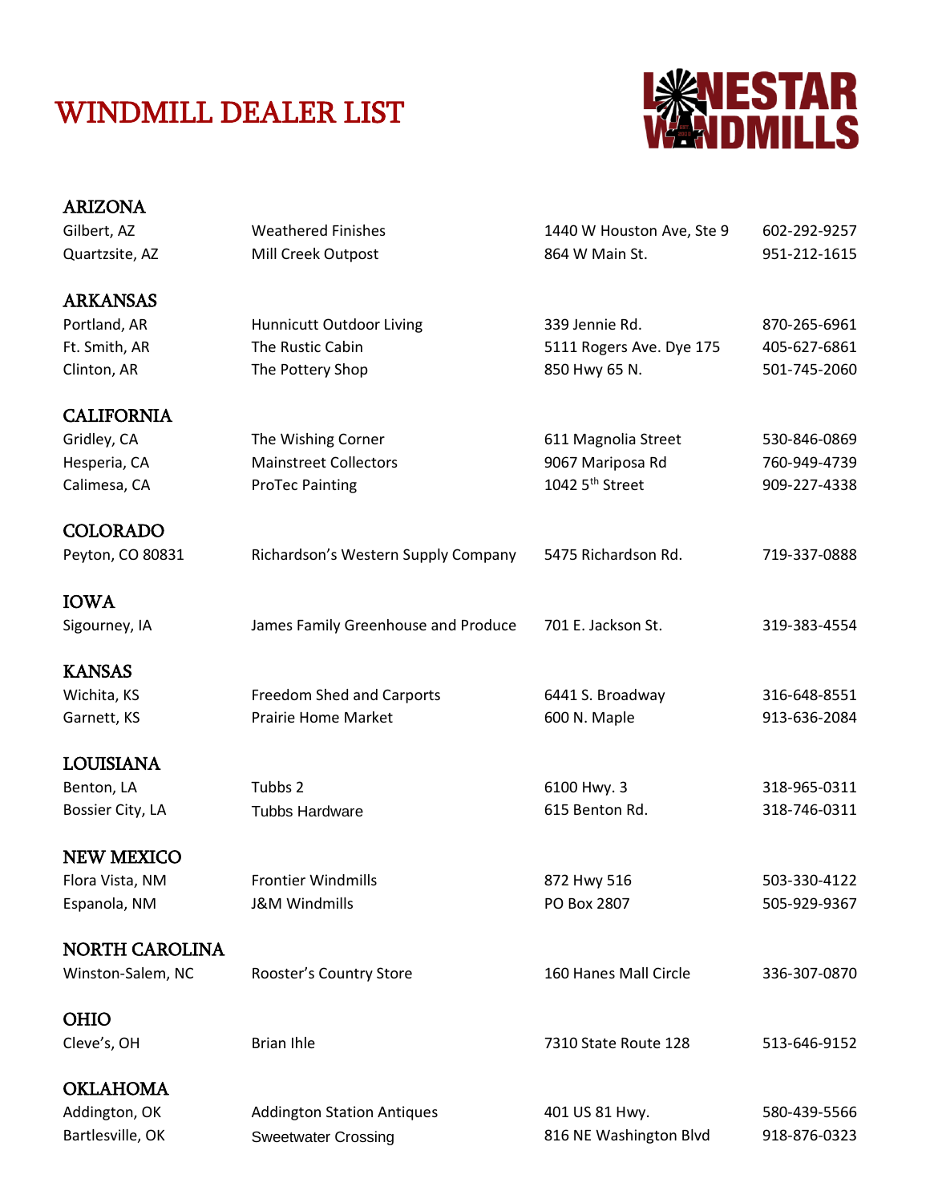# WINDMILL DEALER LIST

LONESTAR WINDMILLS

## ARIZONA

| | | | |
|---|---|---|---|
| Gilbert, AZ | Weathered Finishes | 1440 W Houston Ave, Ste 9 | 602-292-9257 |
| Quartzsite, AZ | Mill Creek Outpost | 864 W Main St. | 951-212-1615 |

## ARKANSAS

| | | | |
|---|---|---|---|
| Portland, AR | Hunnicutt Outdoor Living | 339 Jennie Rd. | 870-265-6961 |
| Ft. Smith, AR | The Rustic Cabin | 5111 Rogers Ave. Dye 175 | 405-627-6861 |
| Clinton, AR | The Pottery Shop | 850 Hwy 65 N. | 501-745-2060 |

## CALIFORNIA

| | | | |
|---|---|---|---|
| Gridley, CA | The Wishing Corner | 611 Magnolia Street | 530-846-0869 |
| Hesperia, CA | Mainstreet Collectors | 9067 Mariposa Rd | 760-949-4739 |
| Calimesa, CA | ProTec Painting | 1042 5th Street | 909-227-4338 |

## COLORADO

| | | | |
|---|---|---|---|
| Peyton, CO 80831 | Richardson's Western Supply Company | 5475 Richardson Rd. | 719-337-0888 |

## IOWA

| | | | |
|---|---|---|---|
| Sigourney, IA | James Family Greenhouse and Produce | 701 E. Jackson St. | 319-383-4554 |

## KANSAS

| | | | |
|---|---|---|---|
| Wichita, KS | Freedom Shed and Carports | 6441 S. Broadway | 316-648-8551 |
| Garnett, KS | Prairie Home Market | 600 N. Maple | 913-636-2084 |

## LOUISIANA

| | | | |
|---|---|---|---|
| Benton, LA | Tubbs 2 | 6100 Hwy. 3 | 318-965-0311 |
| Bossier City, LA | Tubbs Hardware | 615 Benton Rd. | 318-746-0311 |

## NEW MEXICO

| | | | |
|---|---|---|---|
| Flora Vista, NM | Frontier Windmills | 872 Hwy 516 | 503-330-4122 |
| Espanola, NM | J&M Windmills | PO Box 2807 | 505-929-9367 |

## NORTH CAROLINA

| | | | |
|---|---|---|---|
| Winston-Salem, NC | Rooster's Country Store | 160 Hanes Mall Circle | 336-307-0870 |

## OHIO

| | | | |
|---|---|---|---|
| Cleve's, OH | Brian Ihle | 7310 State Route 128 | 513-646-9152 |

## OKLAHOMA

| | | | |
|---|---|---|---|
| Addington, OK | Addington Station Antiques | 401 US 81 Hwy. | 580-439-5566 |
| Bartlesville, OK | Sweetwater Crossing | 816 NE Washington Blvd | 918-876-0323 |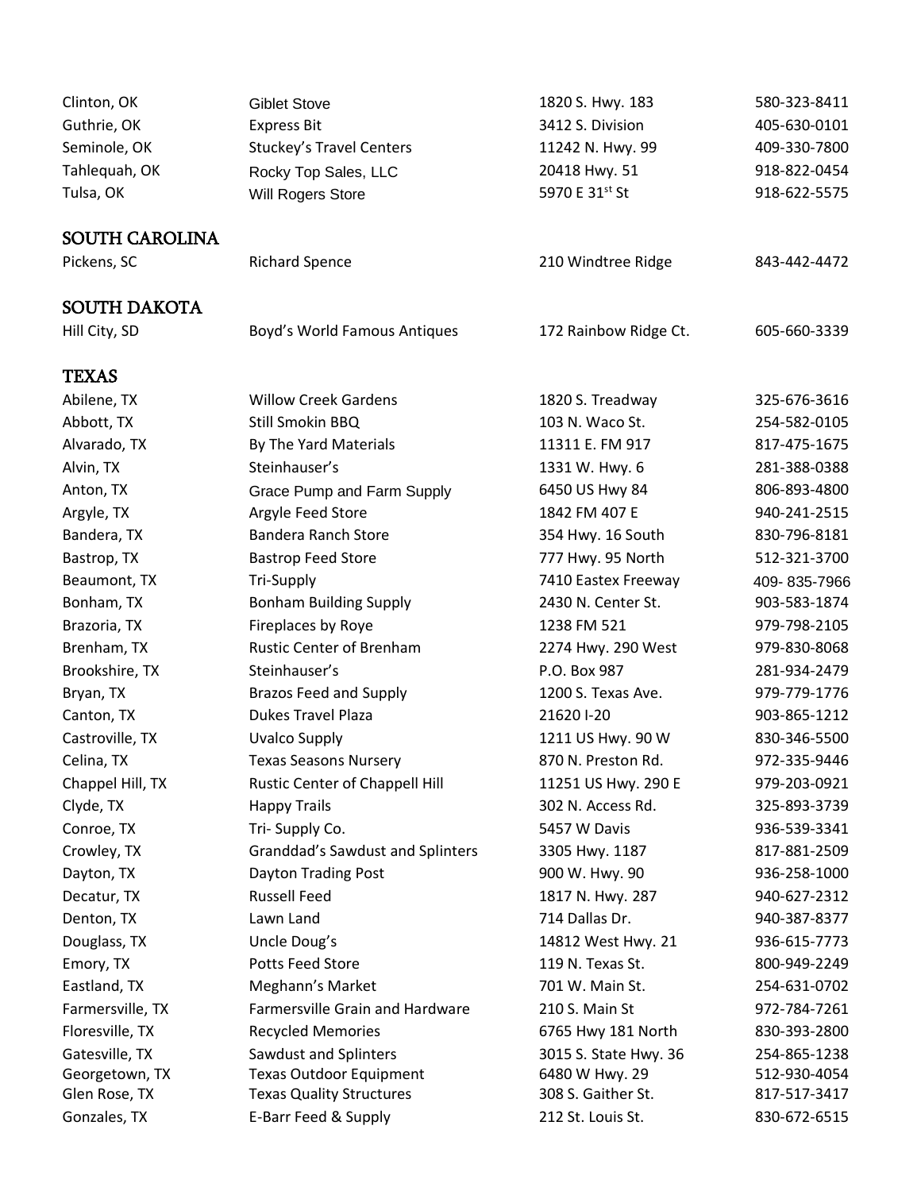| | | | |
|---|---|---|---|
| Clinton, OK | Giblet Stove | 1820 S. Hwy. 183 | 580-323-8411 |
| Guthrie, OK | Express Bit | 3412 S. Division | 405-630-0101 |
| Seminole, OK | Stuckey's Travel Centers | 11242 N. Hwy. 99 | 409-330-7800 |
| Tahlequah, OK | Rocky Top Sales, LLC | 20418 Hwy. 51 | 918-822-0454 |
| Tulsa, OK | Will Rogers Store | 5970 E 31st St | 918-622-5575 |

## SOUTH CAROLINA

| | | | |
|---|---|---|---|
| Pickens, SC | Richard Spence | 210 Windtree Ridge | 843-442-4472 |

## SOUTH DAKOTA

| | | | |
|---|---|---|---|
| Hill City, SD | Boyd's World Famous Antiques | 172 Rainbow Ridge Ct. | 605-660-3339 |

## TEXAS

| | | | |
|---|---|---|---|
| Abilene, TX | Willow Creek Gardens | 1820 S. Treadway | 325-676-3616 |
| Abbott, TX | Still Smokin BBQ | 103 N. Waco St. | 254-582-0105 |
| Alvarado, TX | By The Yard Materials | 11311 E. FM 917 | 817-475-1675 |
| Alvin, TX | Steinhauser's | 1331 W. Hwy. 6 | 281-388-0388 |
| Anton, TX | Grace Pump and Farm Supply | 6450 US Hwy 84 | 806-893-4800 |
| Argyle, TX | Argyle Feed Store | 1842 FM 407 E | 940-241-2515 |
| Bandera, TX | Bandera Ranch Store | 354 Hwy. 16 South | 830-796-8181 |
| Bastrop, TX | Bastrop Feed Store | 777 Hwy. 95 North | 512-321-3700 |
| Beaumont, TX | Tri-Supply | 7410 Eastex Freeway | 409- 835-7966 |
| Bonham, TX | Bonham Building Supply | 2430 N. Center St. | 903-583-1874 |
| Brazoria, TX | Fireplaces by Roye | 1238 FM 521 | 979-798-2105 |
| Brenham, TX | Rustic Center of Brenham | 2274 Hwy. 290 West | 979-830-8068 |
| Brookshire, TX | Steinhauser's | P.O. Box 987 | 281-934-2479 |
| Bryan, TX | Brazos Feed and Supply | 1200 S. Texas Ave. | 979-779-1776 |
| Canton, TX | Dukes Travel Plaza | 21620 I-20 | 903-865-1212 |
| Castroville, TX | Uvalco Supply | 1211 US Hwy. 90 W | 830-346-5500 |
| Celina, TX | Texas Seasons Nursery | 870 N. Preston Rd. | 972-335-9446 |
| Chappel Hill, TX | Rustic Center of Chappell Hill | 11251 US Hwy. 290 E | 979-203-0921 |
| Clyde, TX | Happy Trails | 302 N. Access Rd. | 325-893-3739 |
| Conroe, TX | Tri- Supply Co. | 5457 W Davis | 936-539-3341 |
| Crowley, TX | Granddad's Sawdust and Splinters | 3305 Hwy. 1187 | 817-881-2509 |
| Dayton, TX | Dayton Trading Post | 900 W. Hwy. 90 | 936-258-1000 |
| Decatur, TX | Russell Feed | 1817 N. Hwy. 287 | 940-627-2312 |
| Denton, TX | Lawn Land | 714 Dallas Dr. | 940-387-8377 |
| Douglass, TX | Uncle Doug's | 14812 West Hwy. 21 | 936-615-7773 |
| Emory, TX | Potts Feed Store | 119 N. Texas St. | 800-949-2249 |
| Eastland, TX | Meghann's Market | 701 W. Main St. | 254-631-0702 |
| Farmersville, TX | Farmersville Grain and Hardware | 210 S. Main St | 972-784-7261 |
| Floresville, TX | Recycled Memories | 6765 Hwy 181 North | 830-393-2800 |
| Gatesville, TX | Sawdust and Splinters | 3015 S. State Hwy. 36 | 254-865-1238 |
| Georgetown, TX | Texas Outdoor Equipment | 6480 W Hwy. 29 | 512-930-4054 |
| Glen Rose, TX | Texas Quality Structures | 308 S. Gaither St. | 817-517-3417 |
| Gonzales, TX | E-Barr Feed & Supply | 212 St. Louis St. | 830-672-6515 |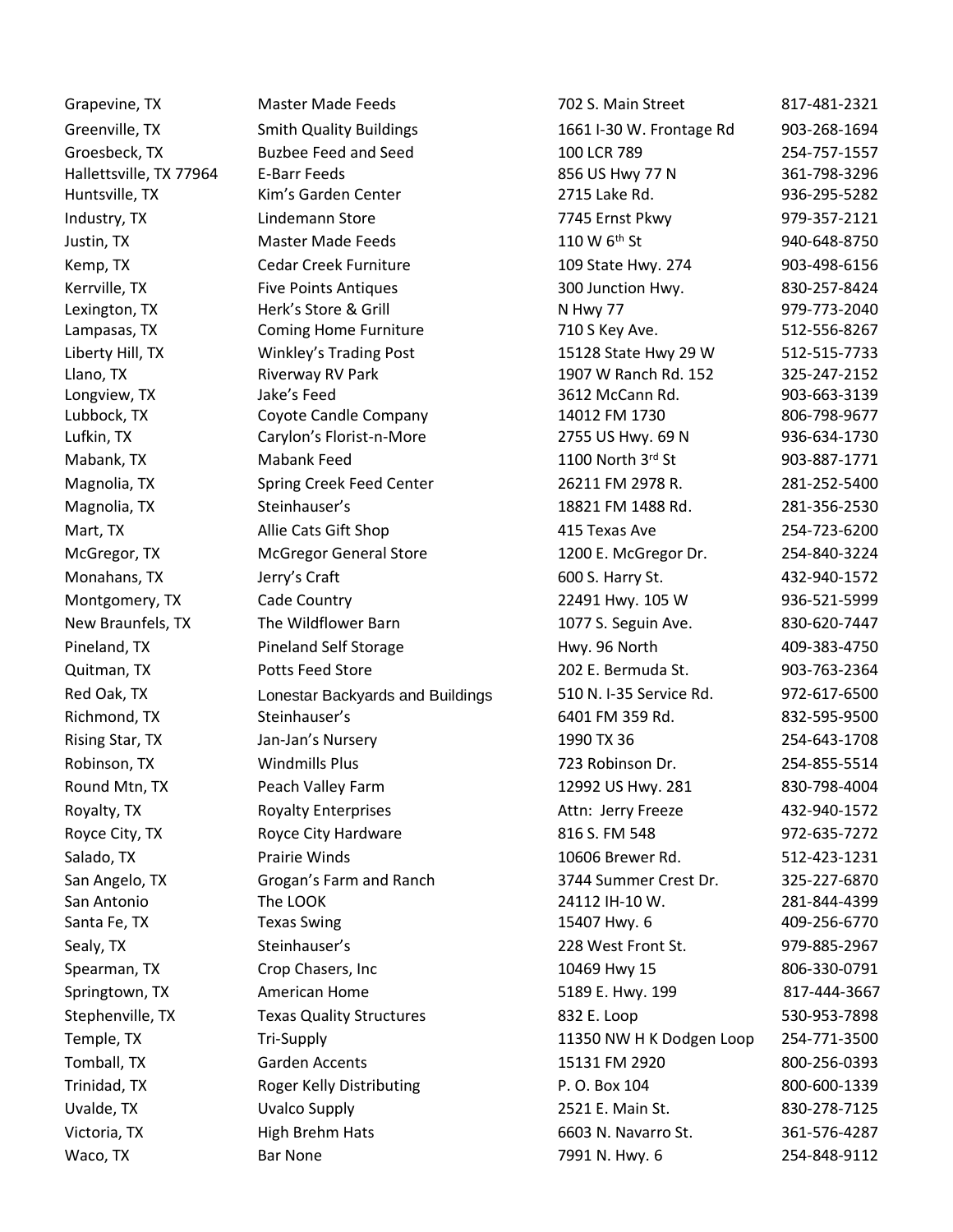| | | | |
|---|---|---|---|
| Grapevine, TX | Master Made Feeds | 702 S. Main Street | 817-481-2321 |
| Greenville, TX | Smith Quality Buildings | 1661 I-30 W. Frontage Rd | 903-268-1694 |
| Groesbeck, TX | Buzbee Feed and Seed | 100 LCR 789 | 254-757-1557 |
| Hallettsville, TX 77964 | E-Barr Feeds | 856 US Hwy 77 N | 361-798-3296 |
| Huntsville, TX | Kim's Garden Center | 2715 Lake Rd. | 936-295-5282 |
| Industry, TX | Lindemann Store | 7745 Ernst Pkwy | 979-357-2121 |
| Justin, TX | Master Made Feeds | 110 W 6th St | 940-648-8750 |
| Kemp, TX | Cedar Creek Furniture | 109 State Hwy. 274 | 903-498-6156 |
| Kerrville, TX | Five Points Antiques | 300 Junction Hwy. | 830-257-8424 |
| Lexington, TX | Herk's Store & Grill | N Hwy 77 | 979-773-2040 |
| Lampasas, TX | Coming Home Furniture | 710 S Key Ave. | 512-556-8267 |
| Liberty Hill, TX | Winkley's Trading Post | 15128 State Hwy 29 W | 512-515-7733 |
| Llano, TX | Riverway RV Park | 1907 W Ranch Rd. 152 | 325-247-2152 |
| Longview, TX | Jake's Feed | 3612 McCann Rd. | 903-663-3139 |
| Lubbock, TX | Coyote Candle Company | 14012 FM 1730 | 806-798-9677 |
| Lufkin, TX | Carylon's Florist-n-More | 2755 US Hwy. 69 N | 936-634-1730 |
| Mabank, TX | Mabank Feed | 1100 North 3rd St | 903-887-1771 |
| Magnolia, TX | Spring Creek Feed Center | 26211 FM 2978 R. | 281-252-5400 |
| Magnolia, TX | Steinhauser's | 18821 FM 1488 Rd. | 281-356-2530 |
| Mart, TX | Allie Cats Gift Shop | 415 Texas Ave | 254-723-6200 |
| McGregor, TX | McGregor General Store | 1200 E. McGregor Dr. | 254-840-3224 |
| Monahans, TX | Jerry's Craft | 600 S. Harry St. | 432-940-1572 |
| Montgomery, TX | Cade Country | 22491 Hwy. 105 W | 936-521-5999 |
| New Braunfels, TX | The Wildflower Barn | 1077 S. Seguin Ave. | 830-620-7447 |
| Pineland, TX | Pineland Self Storage | Hwy. 96 North | 409-383-4750 |
| Quitman, TX | Potts Feed Store | 202 E. Bermuda St. | 903-763-2364 |
| Red Oak, TX | Lonestar Backyards and Buildings | 510 N. I-35 Service Rd. | 972-617-6500 |
| Richmond, TX | Steinhauser's | 6401 FM 359 Rd. | 832-595-9500 |
| Rising Star, TX | Jan-Jan's Nursery | 1990 TX 36 | 254-643-1708 |
| Robinson, TX | Windmills Plus | 723 Robinson Dr. | 254-855-5514 |
| Round Mtn, TX | Peach Valley Farm | 12992 US Hwy. 281 | 830-798-4004 |
| Royalty, TX | Royalty Enterprises | Attn: Jerry Freeze | 432-940-1572 |
| Royce City, TX | Royce City Hardware | 816 S. FM 548 | 972-635-7272 |
| Salado, TX | Prairie Winds | 10606 Brewer Rd. | 512-423-1231 |
| San Angelo, TX | Grogan's Farm and Ranch | 3744 Summer Crest Dr. | 325-227-6870 |
| San Antonio | The LOOK | 24112 IH-10 W. | 281-844-4399 |
| Santa Fe, TX | Texas Swing | 15407 Hwy. 6 | 409-256-6770 |
| Sealy, TX | Steinhauser's | 228 West Front St. | 979-885-2967 |
| Spearman, TX | Crop Chasers, Inc | 10469 Hwy 15 | 806-330-0791 |
| Springtown, TX | American Home | 5189 E. Hwy. 199 | 817-444-3667 |
| Stephenville, TX | Texas Quality Structures | 832 E. Loop | 530-953-7898 |
| Temple, TX | Tri-Supply | 11350 NW H K Dodgen Loop | 254-771-3500 |
| Tomball, TX | Garden Accents | 15131 FM 2920 | 800-256-0393 |
| Trinidad, TX | Roger Kelly Distributing | P. O. Box 104 | 800-600-1339 |
| Uvalde, TX | Uvalco Supply | 2521 E. Main St. | 830-278-7125 |
| Victoria, TX | High Brehm Hats | 6603 N. Navarro St. | 361-576-4287 |
| Waco, TX | Bar None | 7991 N. Hwy. 6 | 254-848-9112 |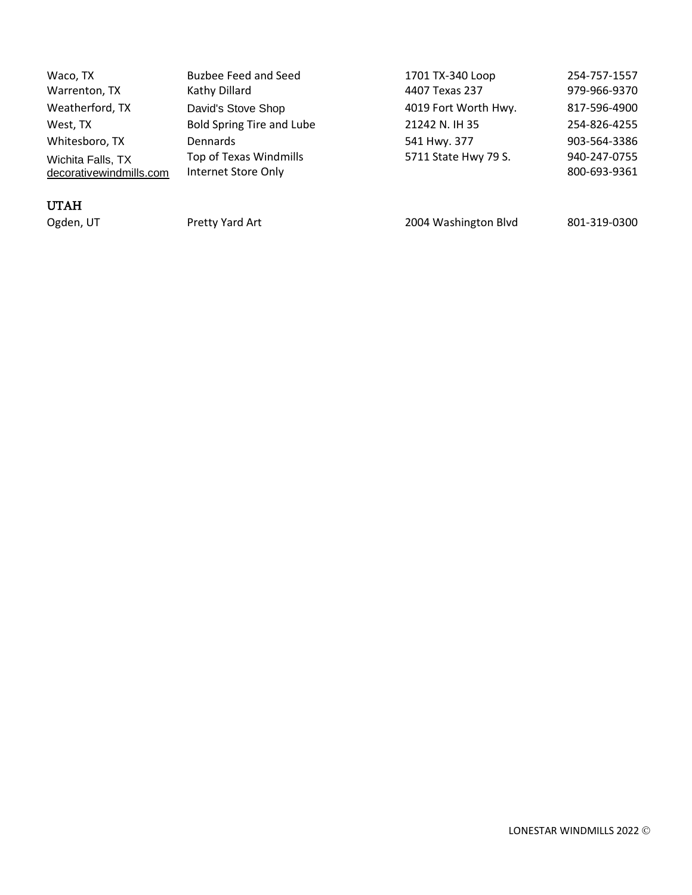| | | | |
|---|---|---|---|
| Waco, TX | Buzbee Feed and Seed | 1701 TX-340 Loop | 254-757-1557 |
| Warrenton, TX | Kathy Dillard | 4407 Texas 237 | 979-966-9370 |
| Weatherford, TX | David's Stove Shop | 4019 Fort Worth Hwy. | 817-596-4900 |
| West, TX | Bold Spring Tire and Lube | 21242 N. IH 35 | 254-826-4255 |
| Whitesboro, TX | Dennards | 541 Hwy. 377 | 903-564-3386 |
| Wichita Falls, TX | Top of Texas Windmills | 5711 State Hwy 79 S. | 940-247-0755 |
| decorativewindmills.com | Internet Store Only | | 800-693-9361 |

## UTAH

| | | | |
|---|---|---|---|
| Ogden, UT | Pretty Yard Art | 2004 Washington Blvd | 801-319-0300 |